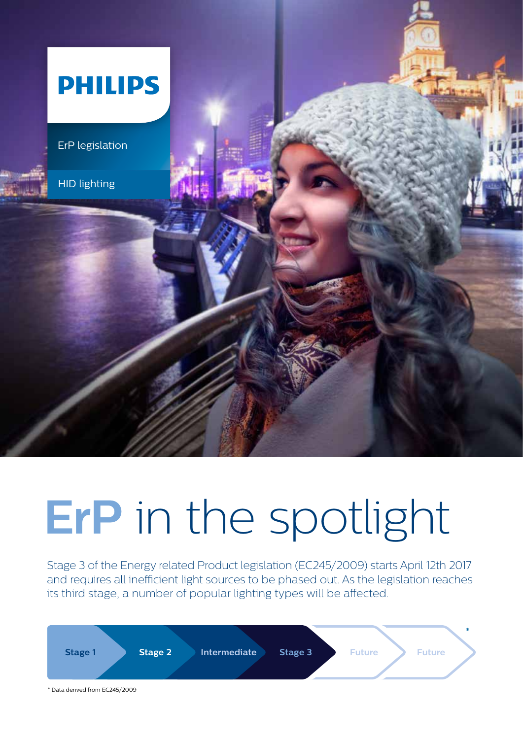PHILIPS

ErP legislation

HID lighting

# ErP in the spotlight

Stage 3 of the Energy related Product legislation (EC245/2009) starts April 12th 2017 and requires all inefficient light sources to be phased out. As the legislation reaches its third stage, a number of popular lighting types will be affected.

Stage 1 → Stage 2 → Intermediate → Stage 3 → Future → Future *

* Data derived from EC245/2009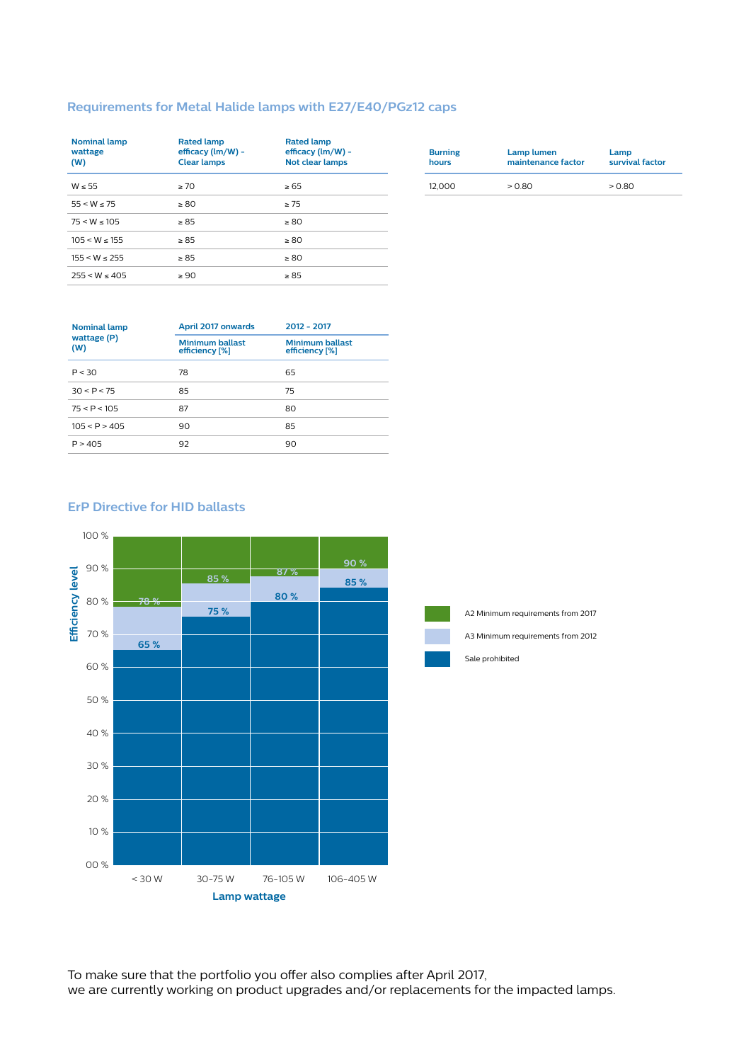## Requirements for Metal Halide lamps with E27/E40/PGz12 caps

| Nominal lamp wattage (W) | Rated lamp efficacy (lm/W) - Clear lamps | Rated lamp efficacy (lm/W) - Not clear lamps |
|---|---|---|
| W ≤ 55 | ≥ 70 | ≥ 65 |
| 55 < W ≤ 75 | ≥ 80 | ≥ 75 |
| 75 < W ≤ 105 | ≥ 85 | ≥ 80 |
| 105 < W ≤ 155 | ≥ 85 | ≥ 80 |
| 155 < W ≤ 255 | ≥ 85 | ≥ 80 |
| 255 < W ≤ 405 | ≥ 90 | ≥ 85 |

| Burning hours | Lamp lumen maintenance factor | Lamp survival factor |
|---|---|---|
| 12,000 | > 0.80 | > 0.80 |

| Nominal lamp wattage (P) (W) | April 2017 onwards | 2012 - 2017 |
|---|---|---|
| | Minimum ballast efficiency [%] | Minimum ballast efficiency [%] |
| P < 30 | 78 | 65 |
| 30 < P < 75 | 85 | 75 |
| 75 < P < 105 | 87 | 80 |
| 105 < P > 405 | 90 | 85 |
| P > 405 | 92 | 90 |

## ErP Directive for HID ballasts

| Lamp wattage | A2 Minimum requirements from 2017 | A3 Minimum requirements from 2012 |
|---|---|---|
| < 30 W | 78 % | 65 % |
| 30-75 W | 85 % | 75 % |
| 76-105 W | 87 % | 80 % |
| 106-405 W | 90 % | 85 % |

Efficiency level (00 % – 100 %); Sale prohibited below A3 minimum requirements.

To make sure that the portfolio you offer also complies after April 2017,
we are currently working on product upgrades and/or replacements for the impacted lamps.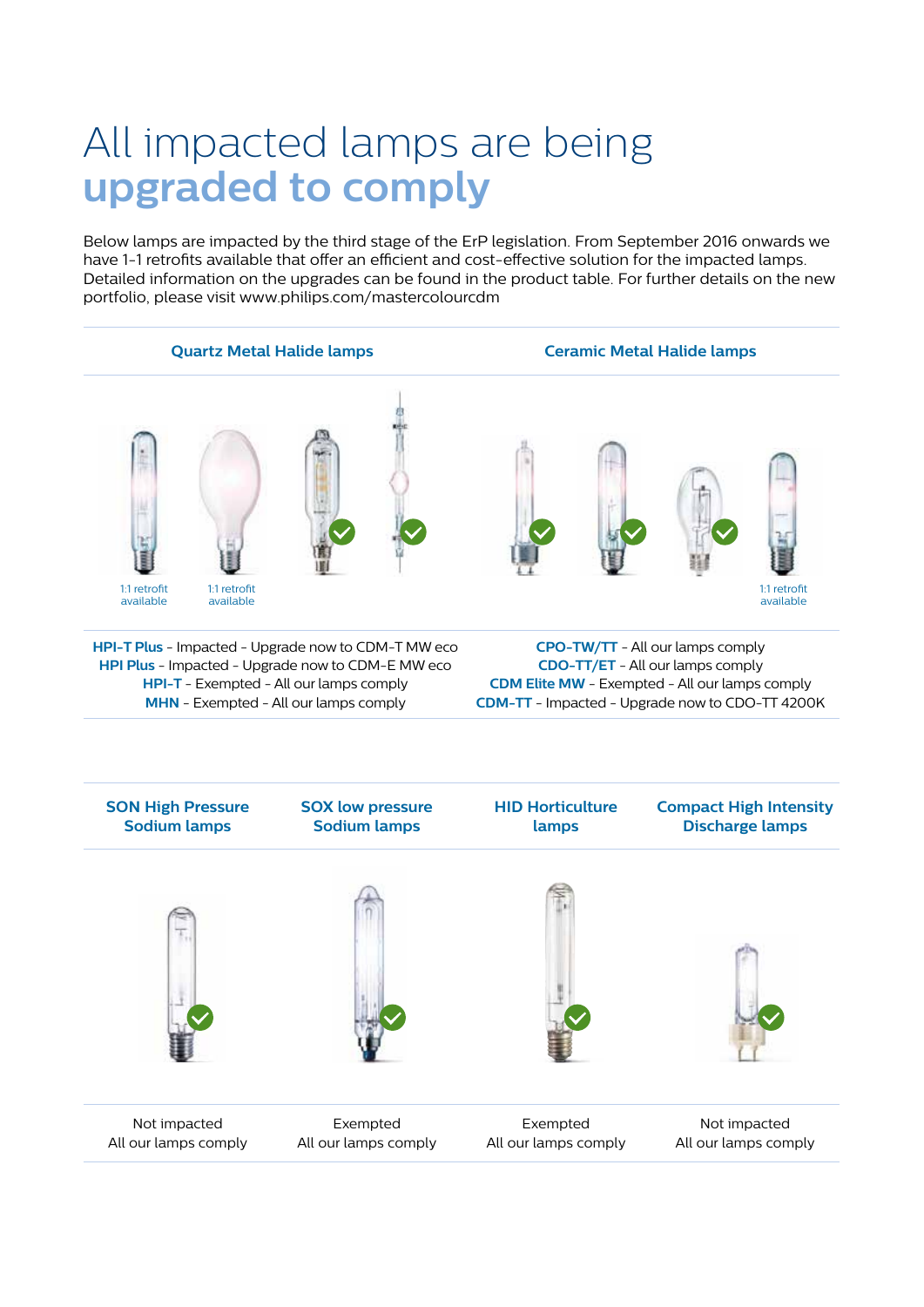# All impacted lamps are being **upgraded to comply**

Below lamps are impacted by the third stage of the ErP legislation. From September 2016 onwards we have 1-1 retrofits available that offer an efficient and cost-effective solution for the impacted lamps. Detailed information on the upgrades can be found in the product table. For further details on the new portfolio, please visit www.philips.com/mastercolourcdm

## Quartz Metal Halide lamps

1:1 retrofit available

1:1 retrofit available

**HPI-T Plus** - Impacted - Upgrade now to CDM-T MW eco
**HPI Plus** - Impacted - Upgrade now to CDM-E MW eco
**HPI-T** - Exempted - All our lamps comply
**MHN** - Exempted - All our lamps comply

## Ceramic Metal Halide lamps

1:1 retrofit available

**CPO-TW/TT** - All our lamps comply
**CDO-TT/ET** - All our lamps comply
**CDM Elite MW** - Exempted - All our lamps comply
**CDM-TT** - Impacted - Upgrade now to CDO-TT 4200K

## SON High Pressure Sodium lamps

Not impacted
All our lamps comply

## SOX low pressure Sodium lamps

Exempted
All our lamps comply

## HID Horticulture lamps

Exempted
All our lamps comply

## Compact High Intensity Discharge lamps

Not impacted
All our lamps comply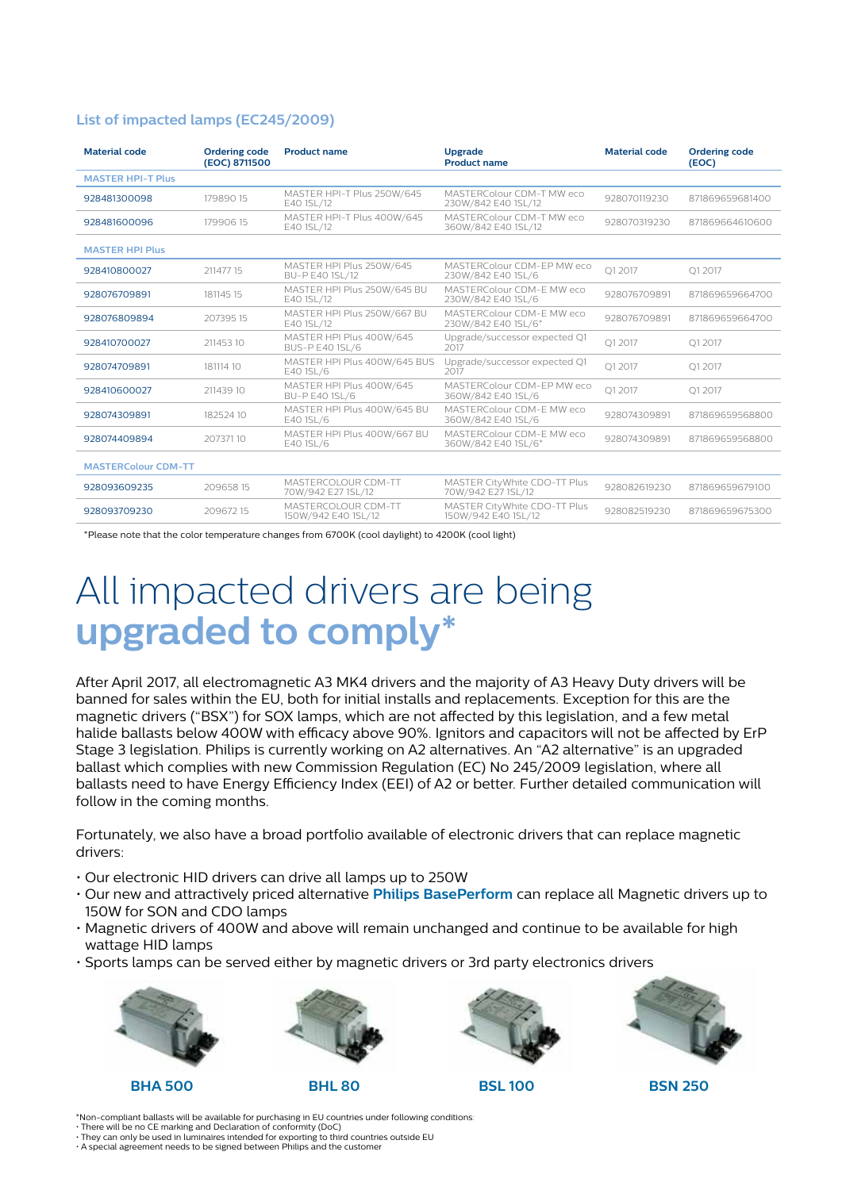## List of impacted lamps (EC245/2009)

| Material code | Ordering code (EOC) 8711500 | Product name | Upgrade Product name | Material code | Ordering code (EOC) |
|---|---|---|---|---|---|
| **MASTER HPI-T Plus** | | | | | |
| 928481300098 | 179890 15 | MASTER HPI-T Plus 250W/645 E40 1SL/12 | MASTERColour CDM-T MW eco 230W/842 E40 1SL/12 | 928070119230 | 871869659681400 |
| 928481600096 | 179906 15 | MASTER HPI-T Plus 400W/645 E40 1SL/12 | MASTERColour CDM-T MW eco 360W/842 E40 1SL/12 | 928070319230 | 871869664610600 |
| **MASTER HPI Plus** | | | | | |
| 928410800027 | 211477 15 | MASTER HPI Plus 250W/645 BU-P E40 1SL/12 | MASTERColour CDM-EP MW eco 230W/842 E40 1SL/6 | Q1 2017 | Q1 2017 |
| 928076709891 | 181145 15 | MASTER HPI Plus 250W/645 BU E40 1SL/12 | MASTERColour CDM-E MW eco 230W/842 E40 1SL/6 | 928076709891 | 871869659664700 |
| 928076809894 | 207395 15 | MASTER HPI Plus 250W/667 BU E40 1SL/12 | MASTERColour CDM-E MW eco 230W/842 E40 1SL/6* | 928076709891 | 871869659664700 |
| 928410700027 | 211453 10 | MASTER HPI Plus 400W/645 BUS-P E40 1SL/6 | Upgrade/successor expected Q1 2017 | Q1 2017 | Q1 2017 |
| 928074709891 | 181114 10 | MASTER HPI Plus 400W/645 BUS E40 1SL/6 | Upgrade/successor expected Q1 2017 | Q1 2017 | Q1 2017 |
| 928410600027 | 211439 10 | MASTER HPI Plus 400W/645 BU-P E40 1SL/6 | MASTERColour CDM-EP MW eco 360W/842 E40 1SL/6 | Q1 2017 | Q1 2017 |
| 928074309891 | 182524 10 | MASTER HPI Plus 400W/645 BU E40 1SL/6 | MASTERColour CDM-E MW eco 360W/842 E40 1SL/6 | 928074309891 | 871869659568800 |
| 928074409894 | 207371 10 | MASTER HPI Plus 400W/667 BU E40 1SL/6 | MASTERColour CDM-E MW eco 360W/842 E40 1SL/6* | 928074309891 | 871869659568800 |
| **MASTERColour CDM-TT** | | | | | |
| 928093609235 | 209658 15 | MASTERCOLOUR CDM-TT 70W/942 E27 1SL/12 | MASTER CityWhite CDO-TT Plus 70W/942 E27 1SL/12 | 928082619230 | 871869659679100 |
| 928093709230 | 209672 15 | MASTERCOLOUR CDM-TT 150W/942 E40 1SL/12 | MASTER CityWhite CDO-TT Plus 150W/942 E40 1SL/12 | 928082519230 | 871869659675300 |

*Please note that the color temperature changes from 6700K (cool daylight) to 4200K (cool light)

# All impacted drivers are being **upgraded to comply***

After April 2017, all electromagnetic A3 MK4 drivers and the majority of A3 Heavy Duty drivers will be banned for sales within the EU, both for initial installs and replacements. Exception for this are the magnetic drivers ("BSX") for SOX lamps, which are not affected by this legislation, and a few metal halide ballasts below 400W with efficacy above 90%. Ignitors and capacitors will not be affected by ErP Stage 3 legislation. Philips is currently working on A2 alternatives. An "A2 alternative" is an upgraded ballast which complies with new Commission Regulation (EC) No 245/2009 legislation, where all ballasts need to have Energy Efficiency Index (EEI) of A2 or better. Further detailed communication will follow in the coming months.

Fortunately, we also have a broad portfolio available of electronic drivers that can replace magnetic drivers:

- Our electronic HID drivers can drive all lamps up to 250W
- Our new and attractively priced alternative **Philips BasePerform** can replace all Magnetic drivers up to 150W for SON and CDO lamps
- Magnetic drivers of 400W and above will remain unchanged and continue to be available for high wattage HID lamps
- Sports lamps can be served either by magnetic drivers or 3rd party electronics drivers

**BHA 500**

**BHL 80**

**BSL 100**

**BSN 250**

*Non-compliant ballasts will be available for purchasing in EU countries under following conditions:
- There will be no CE marking and Declaration of conformity (DoC)
- They can only be used in luminaires intended for exporting to third countries outside EU
- A special agreement needs to be signed between Philips and the customer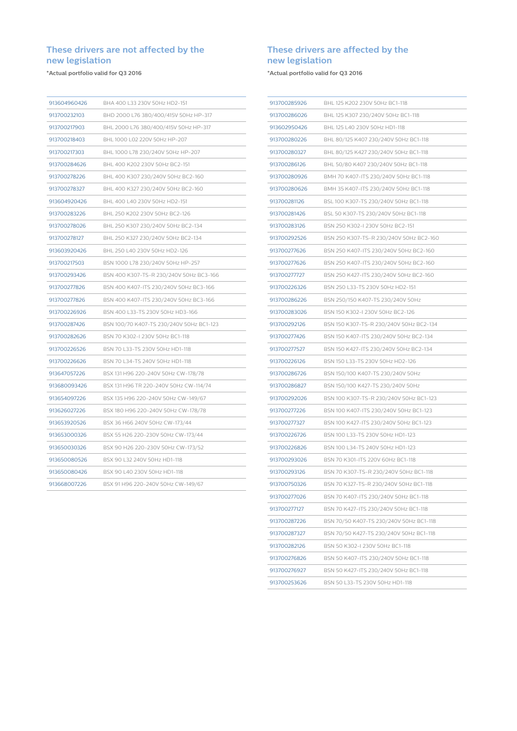## These drivers are not affected by the new legislation

**\*Actual portfolio valid for Q3 2016**

| | |
|---|---|
| 913604960426 | BHA 400 L33 230V 50Hz HD2-151 |
| 913700232103 | BHD 2000 L76 380/400/415V 50Hz HP-317 |
| 913700217903 | BHL 2000 L76 380/400/415V 50Hz HP-317 |
| 913700218403 | BHL 1000 L02 220V 50Hz HP-207 |
| 913700217303 | BHL 1000 L78 230/240V 50Hz HP-207 |
| 913700284626 | BHL 400 K202 230V 50Hz BC2-151 |
| 913700278226 | BHL 400 K307 230/240V 50Hz BC2-160 |
| 913700278327 | BHL 400 K327 230/240V 50Hz BC2-160 |
| 913604920426 | BHL 400 L40 230V 50Hz HD2-151 |
| 913700283226 | BHL 250 K202 230V 50Hz BC2-126 |
| 913700278026 | BHL 250 K307 230/240V 50Hz BC2-134 |
| 913700278127 | BHL 250 K327 230/240V 50Hz BC2-134 |
| 913603920426 | BHL 250 L40 230V 50Hz HD2-126 |
| 913700217503 | BSN 1000 L78 230/240V 50Hz HP-257 |
| 913700293426 | BSN 400 K307-TS-R 230/240V 50Hz BC3-166 |
| 913700277826 | BSN 400 K407-ITS 230/240V 50Hz BC3-166 |
| 913700277826 | BSN 400 K407-ITS 230/240V 50Hz BC3-166 |
| 913700226926 | BSN 400 L33-TS 230V 50Hz HD3-166 |
| 913700287426 | BSN 100/70 K407-TS 230/240V 50Hz BC1-123 |
| 913700282626 | BSN 70 K302-I 230V 50Hz BC1-118 |
| 913700226526 | BSN 70 L33-TS 230V 50Hz HD1-118 |
| 913700226626 | BSN 70 L34-TS 240V 50Hz HD1-118 |
| 913647057226 | BSX 131 H96 220-240V 50Hz CW-178/78 |
| 913680093426 | BSX 131 H96 TR 220-240V 50Hz CW-114/74 |
| 913654097226 | BSX 135 H96 220-240V 50Hz CW-149/67 |
| 913626027226 | BSX 180 H96 220-240V 50Hz CW-178/78 |
| 913653920526 | BSX 36 H66 240V 50Hz CW-173/44 |
| 913653000326 | BSX 55 H26 220-230V 50Hz CW-173/44 |
| 913650030326 | BSX 90 H26 220-230V 50Hz CW-173/52 |
| 913650080526 | BSX 90 L32 240V 50Hz HD1-118 |
| 913650080426 | BSX 90 L40 230V 50Hz HD1-118 |
| 913668007226 | BSX 91 H96 220-240V 50Hz CW-149/67 |

## These drivers are affected by the new legislation

**\*Actual portfolio valid for Q3 2016**

| | |
|---|---|
| 913700285926 | BHL 125 K202 230V 50Hz BC1-118 |
| 913700286026 | BHL 125 K307 230/240V 50Hz BC1-118 |
| 913602950426 | BHL 125 L40 230V 50Hz HD1-118 |
| 913700280226 | BHL 80/125 K407 230/240V 50Hz BC1-118 |
| 913700280327 | BHL 80/125 K427 230/240V 50Hz BC1-118 |
| 913700286126 | BHL 50/80 K407 230/240V 50Hz BC1-118 |
| 913700280926 | BMH 70 K407-ITS 230/240V 50Hz BC1-118 |
| 913700280626 | BMH 35 K407-ITS 230/240V 50Hz BC1-118 |
| 913700281126 | BSL 100 K307-TS 230/240V 50Hz BC1-118 |
| 913700281426 | BSL 50 K307-TS 230/240V 50Hz BC1-118 |
| 913700283126 | BSN 250 K302-I 230V 50Hz BC2-151 |
| 913700292526 | BSN 250 K307-TS-R 230/240V 50Hz BC2-160 |
| 913700277626 | BSN 250 K407-ITS 230/240V 50Hz BC2-160 |
| 913700277626 | BSN 250 K407-ITS 230/240V 50Hz BC2-160 |
| 913700277727 | BSN 250 K427-ITS 230/240V 50Hz BC2-160 |
| 913700226326 | BSN 250 L33-TS 230V 50Hz HD2-151 |
| 913700286226 | BSN 250/150 K407-TS 230/240V 50Hz |
| 913700283026 | BSN 150 K302-I 230V 50Hz BC2-126 |
| 913700292126 | BSN 150 K307-TS-R 230/240V 50Hz BC2-134 |
| 913700277426 | BSN 150 K407-ITS 230/240V 50Hz BC2-134 |
| 913700277527 | BSN 150 K427-ITS 230/240V 50Hz BC2-134 |
| 913700226126 | BSN 150 L33-TS 230V 50Hz HD2-126 |
| 913700286726 | BSN 150/100 K407-TS 230/240V 50Hz |
| 913700286827 | BSN 150/100 K427-TS 230/240V 50Hz |
| 913700292026 | BSN 100 K307-TS-R 230/240V 50Hz BC1-123 |
| 913700277226 | BSN 100 K407-ITS 230/240V 50Hz BC1-123 |
| 913700277327 | BSN 100 K427-ITS 230/240V 50Hz BC1-123 |
| 913700226726 | BSN 100 L33-TS 230V 50Hz HD1-123 |
| 913700226826 | BSN 100 L34-TS 240V 50Hz HD1-123 |
| 913700293026 | BSN 70 K301-ITS 220V 60Hz BC1-118 |
| 913700293126 | BSN 70 K307-TS-R 230/240V 50Hz BC1-118 |
| 913700750326 | BSN 70 K327-TS-R 230/240V 50Hz BC1-118 |
| 913700277026 | BSN 70 K407-ITS 230/240V 50Hz BC1-118 |
| 913700277127 | BSN 70 K427-ITS 230/240V 50Hz BC1-118 |
| 913700287226 | BSN 70/50 K407-TS 230/240V 50Hz BC1-118 |
| 913700287327 | BSN 70/50 K427-TS 230/240V 50Hz BC1-118 |
| 913700282126 | BSN 50 K302-I 230V 50Hz BC1-118 |
| 913700276826 | BSN 50 K407-ITS 230/240V 50Hz BC1-118 |
| 913700276927 | BSN 50 K427-ITS 230/240V 50Hz BC1-118 |
| 913700253626 | BSN 50 L33-TS 230V 50Hz HD1-118 |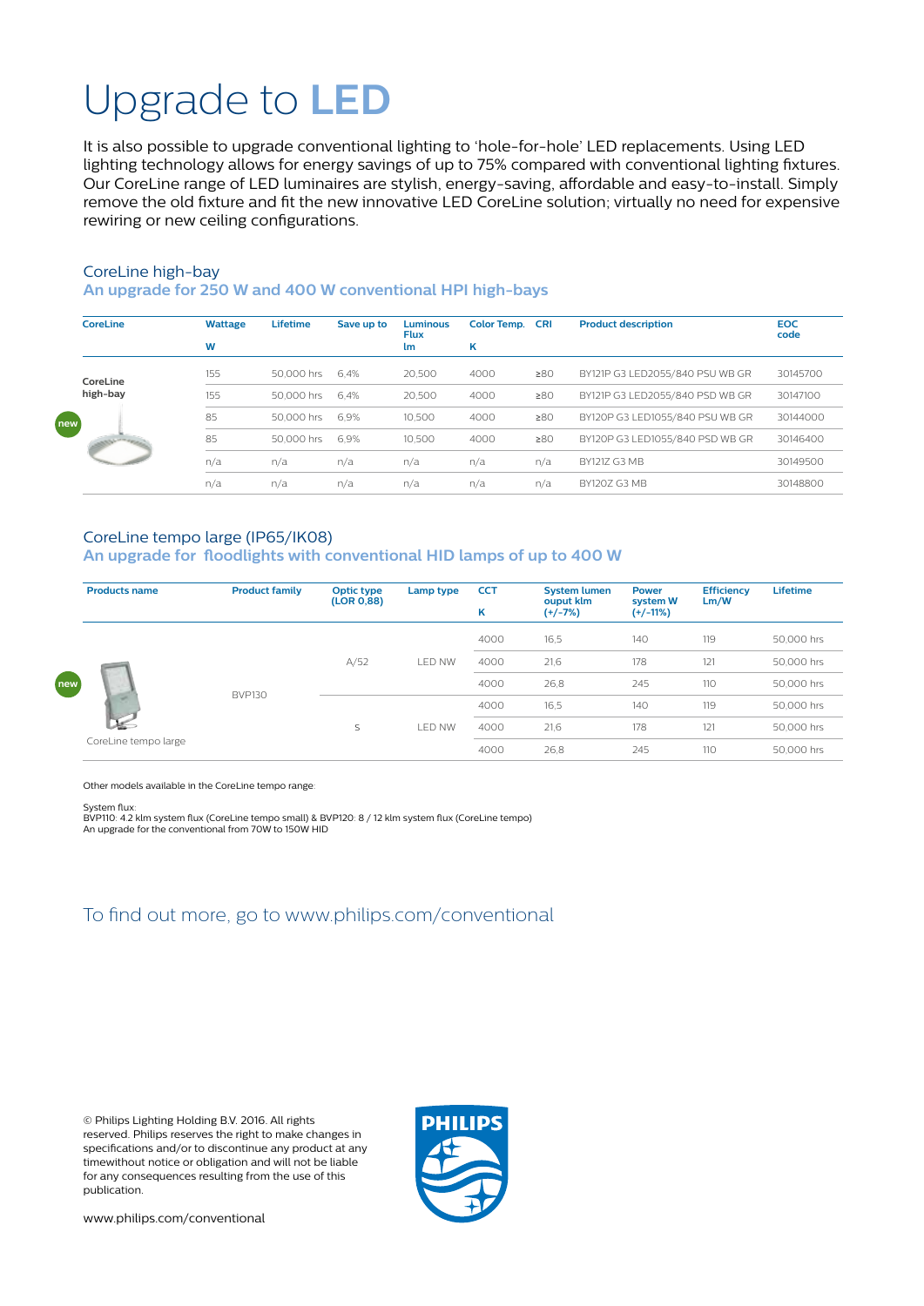# Upgrade to **LED**

It is also possible to upgrade conventional lighting to 'hole-for-hole' LED replacements. Using LED lighting technology allows for energy savings of up to 75% compared with conventional lighting fixtures. Our CoreLine range of LED luminaires are stylish, energy-saving, affordable and easy-to-install. Simply remove the old fixture and fit the new innovative LED CoreLine solution; virtually no need for expensive rewiring or new ceiling configurations.

## CoreLine high-bay

### An upgrade for 250 W and 400 W conventional HPI high-bays

| CoreLine | Wattage W | Lifetime | Save up to | Luminous Flux lm | Color Temp. K | CRI | Product description | EOC code |
|---|---|---|---|---|---|---|---|---|
| CoreLine high-bay (new) | 155 | 50,000 hrs | 6.4% | 20,500 | 4000 | ≥80 | BY121P G3 LED2055/840 PSU WB GR | 30145700 |
| | 155 | 50,000 hrs | 6.4% | 20,500 | 4000 | ≥80 | BY121P G3 LED2055/840 PSD WB GR | 30147100 |
| | 85 | 50,000 hrs | 6.9% | 10,500 | 4000 | ≥80 | BY120P G3 LED1055/840 PSU WB GR | 30144000 |
| | 85 | 50,000 hrs | 6.9% | 10,500 | 4000 | ≥80 | BY120P G3 LED1055/840 PSD WB GR | 30146400 |
| | n/a | n/a | n/a | n/a | n/a | n/a | BY121Z G3 MB | 30149500 |
| | n/a | n/a | n/a | n/a | n/a | n/a | BY120Z G3 MB | 30148800 |

## CoreLine tempo large (IP65/IK08)

### An upgrade for floodlights with conventional HID lamps of up to 400 W

| Products name | Product family | Optic type (LOR 0,88) | Lamp type | CCT K | System lumen ouput klm (+/-7%) | Power system W (+/-11%) | Efficiency Lm/W | Lifetime |
|---|---|---|---|---|---|---|---|---|
| CoreLine tempo large (new) | BVP130 | A/52 | LED NW | 4000 | 16,5 | 140 | 119 | 50,000 hrs |
| | | | | 4000 | 21,6 | 178 | 121 | 50,000 hrs |
| | | | | 4000 | 26,8 | 245 | 110 | 50,000 hrs |
| | | S | LED NW | 4000 | 16,5 | 140 | 119 | 50,000 hrs |
| | | | | 4000 | 21,6 | 178 | 121 | 50,000 hrs |
| | | | | 4000 | 26,8 | 245 | 110 | 50,000 hrs |

Other models available in the CoreLine tempo range:

System flux:
BVP110: 4.2 klm system flux (CoreLine tempo small) & BVP120: 8 / 12 klm system flux (CoreLine tempo)
An upgrade for the conventional from 70W to 150W HID

To find out more, go to www.philips.com/conventional

© Philips Lighting Holding B.V. 2016. All rights reserved. Philips reserves the right to make changes in specifications and/or to discontinue any product at any timewithout notice or obligation and will not be liable for any consequences resulting from the use of this publication.

www.philips.com/conventional

PHILIPS